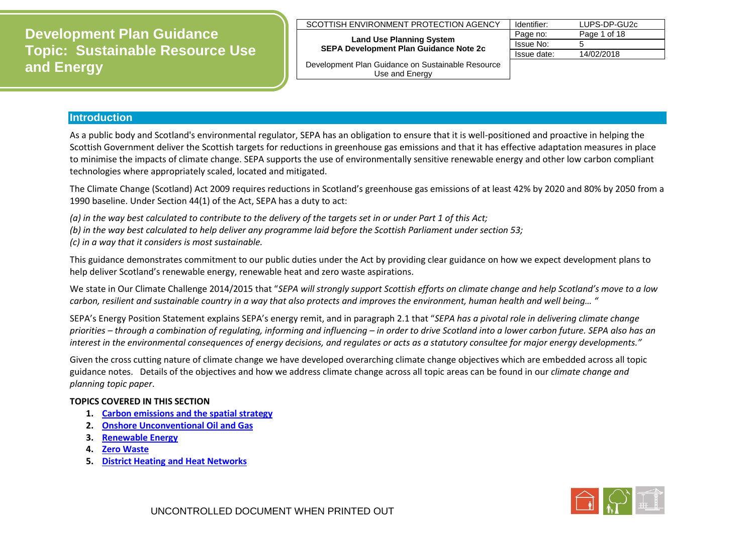# Development Plan Guidance Topic: Sustainable Resource Use and Energy

| SCOTTISH ENVIRONMENT PROTECTION AGENCY | Identifier: | LUPS-DP-GU2c |
| --- | --- | --- |
| **Land Use Planning System** **SEPA Development Plan Guidance Note 2c** | Page no: | Page 1 of 18 |
| | Issue No: | 5 |
| | Issue date: | 14/02/2018 |
| Development Plan Guidance on Sustainable Resource Use and Energy | | |

## Introduction

As a public body and Scotland's environmental regulator, SEPA has an obligation to ensure that it is well-positioned and proactive in helping the Scottish Government deliver the Scottish targets for reductions in greenhouse gas emissions and that it has effective adaptation measures in place to minimise the impacts of climate change. SEPA supports the use of environmentally sensitive renewable energy and other low carbon compliant technologies where appropriately scaled, located and mitigated.

The Climate Change (Scotland) Act 2009 requires reductions in Scotland's greenhouse gas emissions of at least 42% by 2020 and 80% by 2050 from a 1990 baseline. Under Section 44(1) of the Act, SEPA has a duty to act:

*(a) in the way best calculated to contribute to the delivery of the targets set in or under Part 1 of this Act;*
*(b) in the way best calculated to help deliver any programme laid before the Scottish Parliament under section 53;*
*(c) in a way that it considers is most sustainable.*

This guidance demonstrates commitment to our public duties under the Act by providing clear guidance on how we expect development plans to help deliver Scotland's renewable energy, renewable heat and zero waste aspirations.

We state in Our Climate Challenge 2014/2015 that "*SEPA will strongly support Scottish efforts on climate change and help Scotland's move to a low carbon, resilient and sustainable country in a way that also protects and improves the environment, human health and well being… "*

SEPA's Energy Position Statement explains SEPA's energy remit, and in paragraph 2.1 that "*SEPA has a pivotal role in delivering climate change priorities – through a combination of regulating, informing and influencing – in order to drive Scotland into a lower carbon future. SEPA also has an interest in the environmental consequences of energy decisions, and regulates or acts as a statutory consultee for major energy developments."*

Given the cross cutting nature of climate change we have developed overarching climate change objectives which are embedded across all topic guidance notes. Details of the objectives and how we address climate change across all topic areas can be found in our *climate change and planning topic paper*.

**TOPICS COVERED IN THIS SECTION**

1. **Carbon emissions and the spatial strategy**
2. **Onshore Unconventional Oil and Gas**
3. **Renewable Energy**
4. **Zero Waste**
5. **District Heating and Heat Networks**

UNCONTROLLED DOCUMENT WHEN PRINTED OUT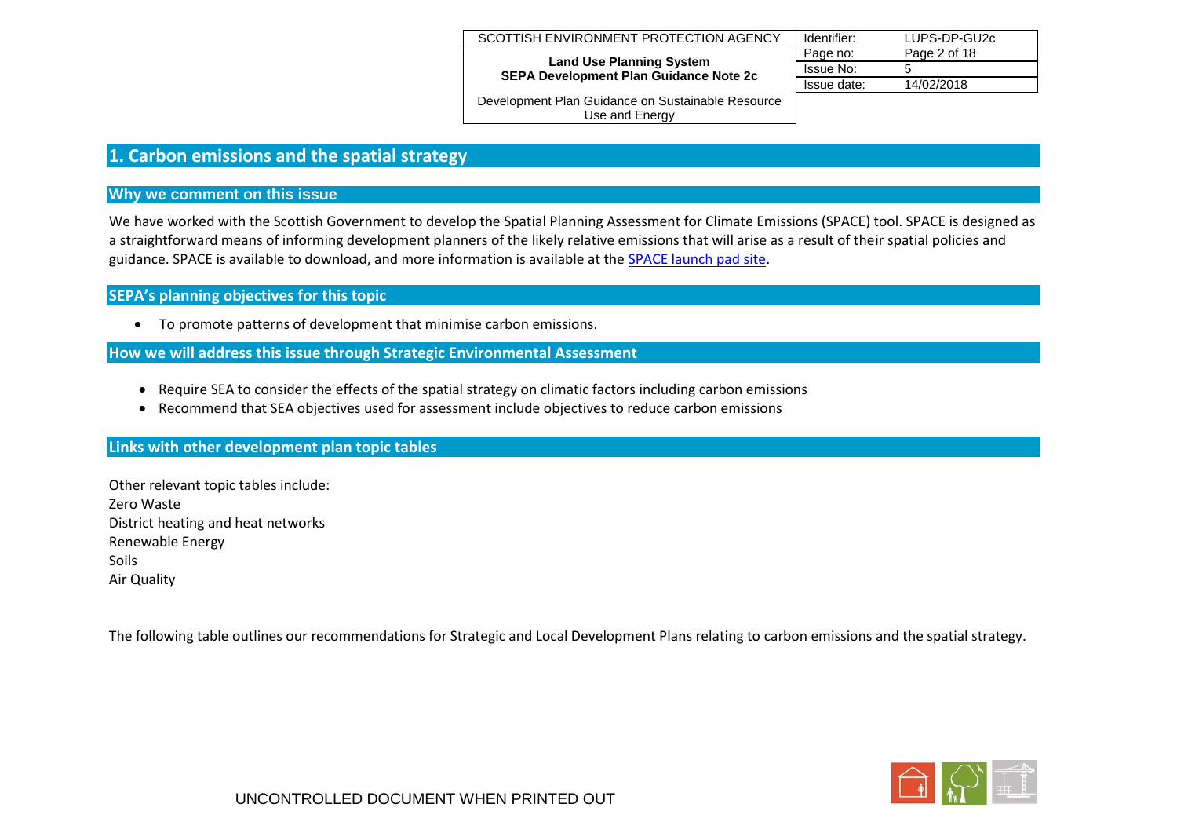# 1. Carbon emissions and the spatial strategy

## Why we comment on this issue

We have worked with the Scottish Government to develop the Spatial Planning Assessment for Climate Emissions (SPACE) tool. SPACE is designed as a straightforward means of informing development planners of the likely relative emissions that will arise as a result of their spatial policies and guidance. SPACE is available to download, and more information is available at the SPACE launch pad site.

## SEPA's planning objectives for this topic

- To promote patterns of development that minimise carbon emissions.

## How we will address this issue through Strategic Environmental Assessment

- Require SEA to consider the effects of the spatial strategy on climatic factors including carbon emissions
- Recommend that SEA objectives used for assessment include objectives to reduce carbon emissions

## Links with other development plan topic tables

Other relevant topic tables include:
Zero Waste
District heating and heat networks
Renewable Energy
Soils
Air Quality

The following table outlines our recommendations for Strategic and Local Development Plans relating to carbon emissions and the spatial strategy.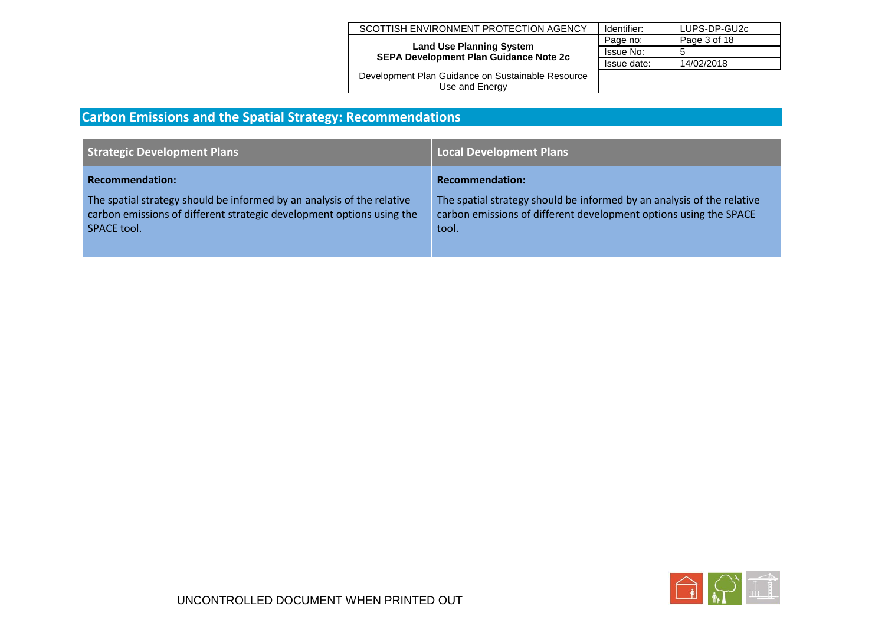## Carbon Emissions and the Spatial Strategy: Recommendations

| Strategic Development Plans | Local Development Plans |
| --- | --- |
| **Recommendation:**<br><br>The spatial strategy should be informed by an analysis of the relative carbon emissions of different strategic development options using the SPACE tool. | **Recommendation:**<br><br>The spatial strategy should be informed by an analysis of the relative carbon emissions of different development options using the SPACE tool. |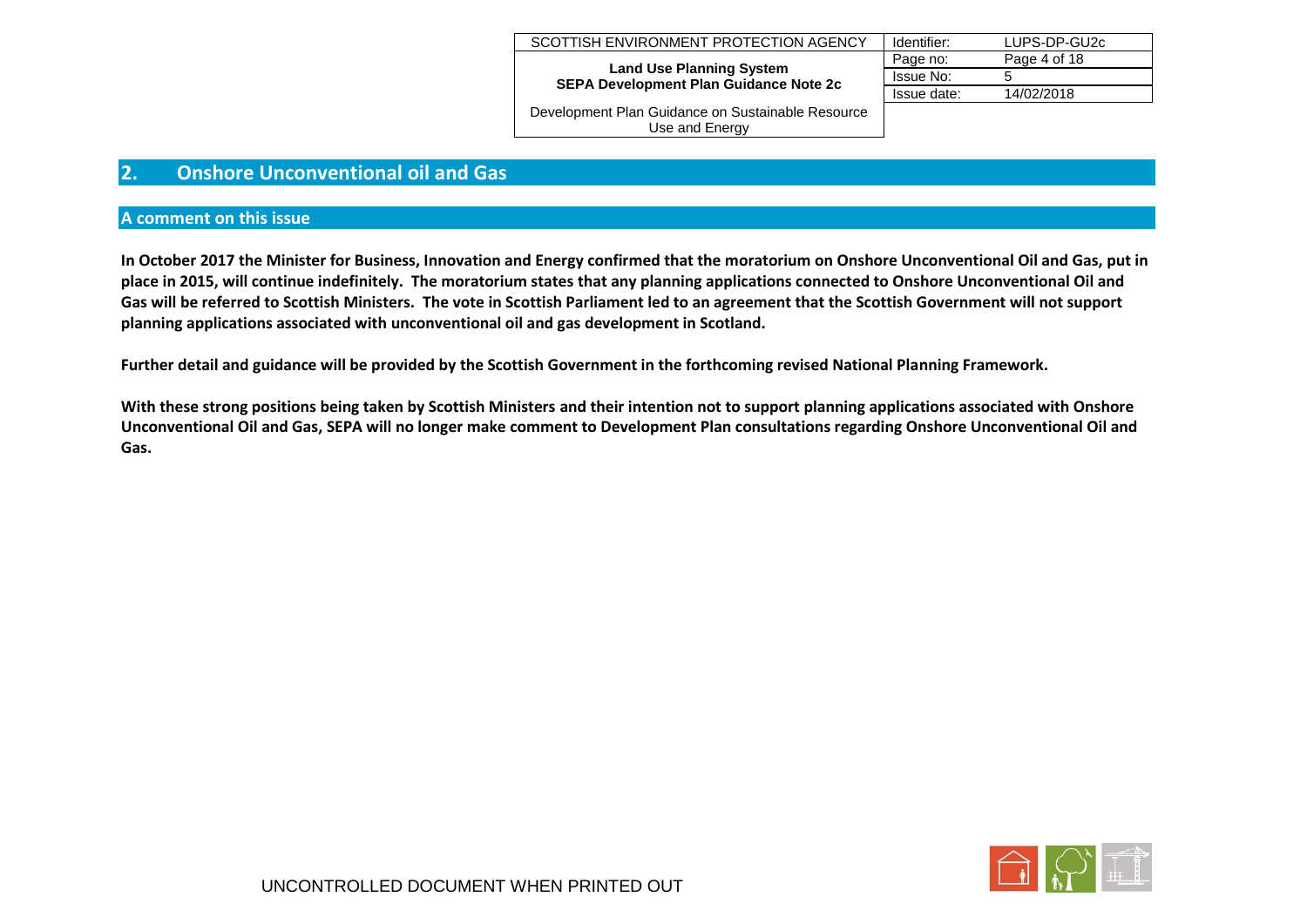## 2. Onshore Unconventional oil and Gas

### A comment on this issue

**In October 2017 the Minister for Business, Innovation and Energy confirmed that the moratorium on Onshore Unconventional Oil and Gas, put in place in 2015, will continue indefinitely. The moratorium states that any planning applications connected to Onshore Unconventional Oil and Gas will be referred to Scottish Ministers. The vote in Scottish Parliament led to an agreement that the Scottish Government will not support planning applications associated with unconventional oil and gas development in Scotland.**

**Further detail and guidance will be provided by the Scottish Government in the forthcoming revised National Planning Framework.**

**With these strong positions being taken by Scottish Ministers and their intention not to support planning applications associated with Onshore Unconventional Oil and Gas, SEPA will no longer make comment to Development Plan consultations regarding Onshore Unconventional Oil and Gas.**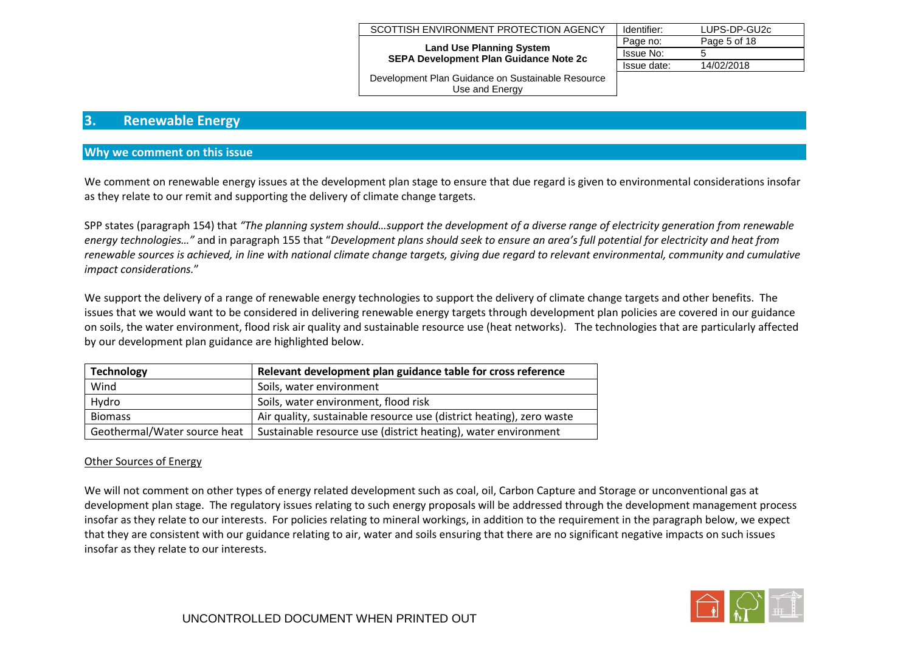## 3. Renewable Energy

### Why we comment on this issue

We comment on renewable energy issues at the development plan stage to ensure that due regard is given to environmental considerations insofar as they relate to our remit and supporting the delivery of climate change targets.

SPP states (paragraph 154) that *"The planning system should…support the development of a diverse range of electricity generation from renewable energy technologies…"* and in paragraph 155 that "*Development plans should seek to ensure an area's full potential for electricity and heat from renewable sources is achieved, in line with national climate change targets, giving due regard to relevant environmental, community and cumulative impact considerations.*"

We support the delivery of a range of renewable energy technologies to support the delivery of climate change targets and other benefits. The issues that we would want to be considered in delivering renewable energy targets through development plan policies are covered in our guidance on soils, the water environment, flood risk air quality and sustainable resource use (heat networks). The technologies that are particularly affected by our development plan guidance are highlighted below.

| **Technology** | **Relevant development plan guidance table for cross reference** |
|---|---|
| Wind | Soils, water environment |
| Hydro | Soils, water environment, flood risk |
| Biomass | Air quality, sustainable resource use (district heating), zero waste |
| Geothermal/Water source heat | Sustainable resource use (district heating), water environment |

Other Sources of Energy

We will not comment on other types of energy related development such as coal, oil, Carbon Capture and Storage or unconventional gas at development plan stage. The regulatory issues relating to such energy proposals will be addressed through the development management process insofar as they relate to our interests. For policies relating to mineral workings, in addition to the requirement in the paragraph below, we expect that they are consistent with our guidance relating to air, water and soils ensuring that there are no significant negative impacts on such issues insofar as they relate to our interests.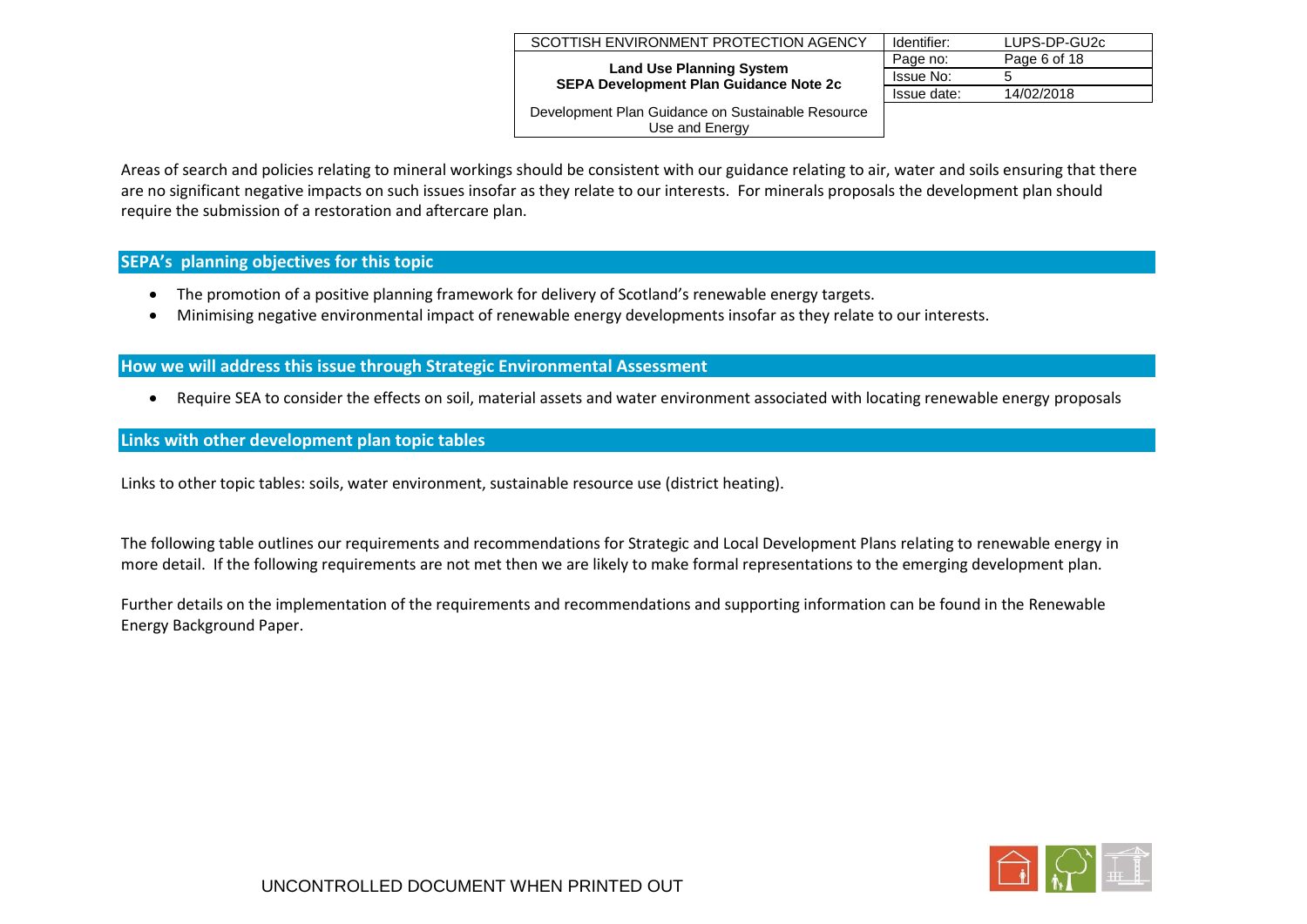Areas of search and policies relating to mineral workings should be consistent with our guidance relating to air, water and soils ensuring that there are no significant negative impacts on such issues insofar as they relate to our interests. For minerals proposals the development plan should require the submission of a restoration and aftercare plan.

## SEPA's planning objectives for this topic

- The promotion of a positive planning framework for delivery of Scotland's renewable energy targets.
- Minimising negative environmental impact of renewable energy developments insofar as they relate to our interests.

## How we will address this issue through Strategic Environmental Assessment

- Require SEA to consider the effects on soil, material assets and water environment associated with locating renewable energy proposals

## Links with other development plan topic tables

Links to other topic tables: soils, water environment, sustainable resource use (district heating).

The following table outlines our requirements and recommendations for Strategic and Local Development Plans relating to renewable energy in more detail. If the following requirements are not met then we are likely to make formal representations to the emerging development plan.

Further details on the implementation of the requirements and recommendations and supporting information can be found in the Renewable Energy Background Paper.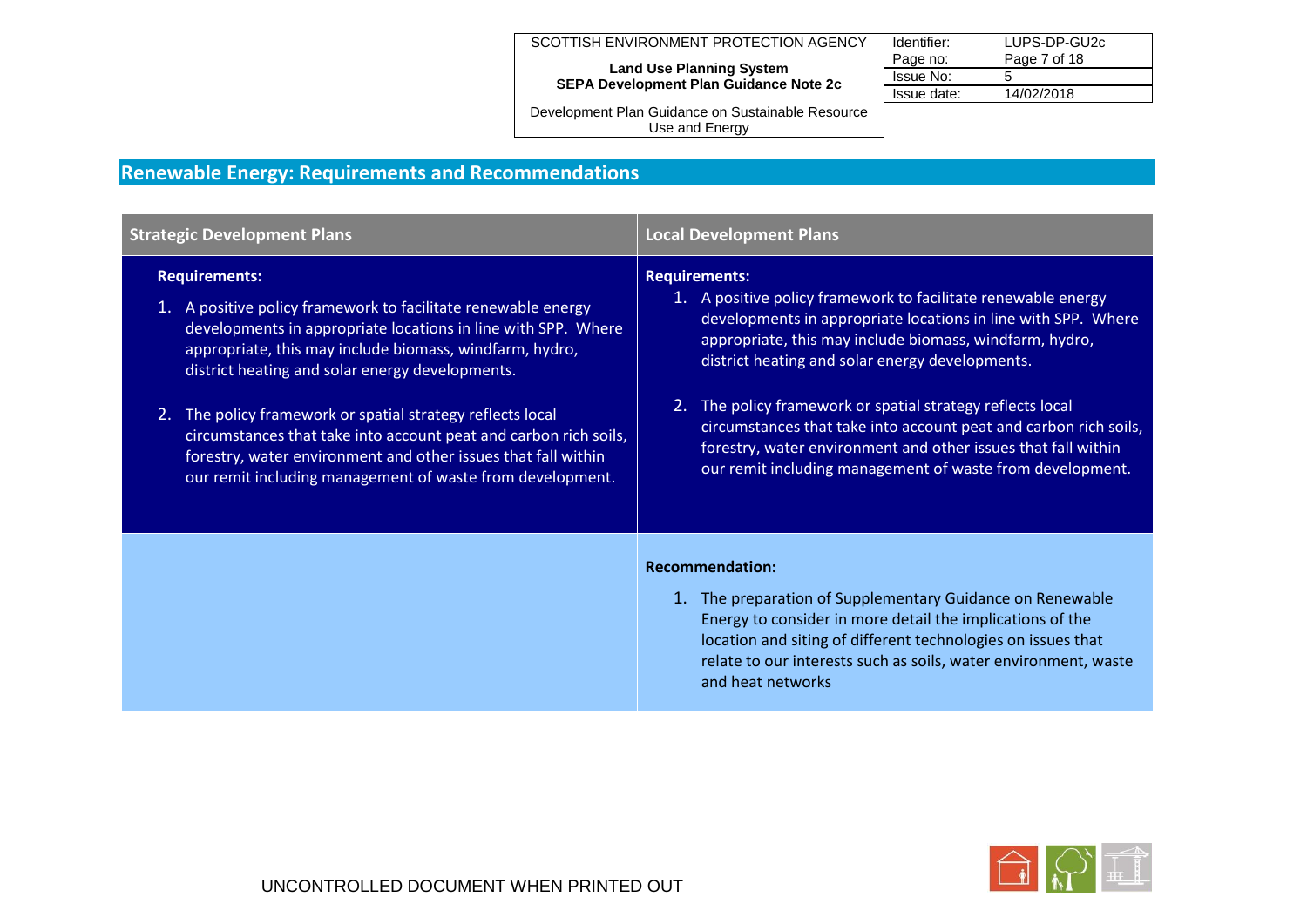## Renewable Energy: Requirements and Recommendations

| Strategic Development Plans | Local Development Plans |
| --- | --- |
| **Requirements:**<br>1. A positive policy framework to facilitate renewable energy developments in appropriate locations in line with SPP. Where appropriate, this may include biomass, windfarm, hydro, district heating and solar energy developments.<br>2. The policy framework or spatial strategy reflects local circumstances that take into account peat and carbon rich soils, forestry, water environment and other issues that fall within our remit including management of waste from development. | **Requirements:**<br>1. A positive policy framework to facilitate renewable energy developments in appropriate locations in line with SPP. Where appropriate, this may include biomass, windfarm, hydro, district heating and solar energy developments.<br>2. The policy framework or spatial strategy reflects local circumstances that take into account peat and carbon rich soils, forestry, water environment and other issues that fall within our remit including management of waste from development. |
| | **Recommendation:**<br>1. The preparation of Supplementary Guidance on Renewable Energy to consider in more detail the implications of the location and siting of different technologies on issues that relate to our interests such as soils, water environment, waste and heat networks |

UNCONTROLLED DOCUMENT WHEN PRINTED OUT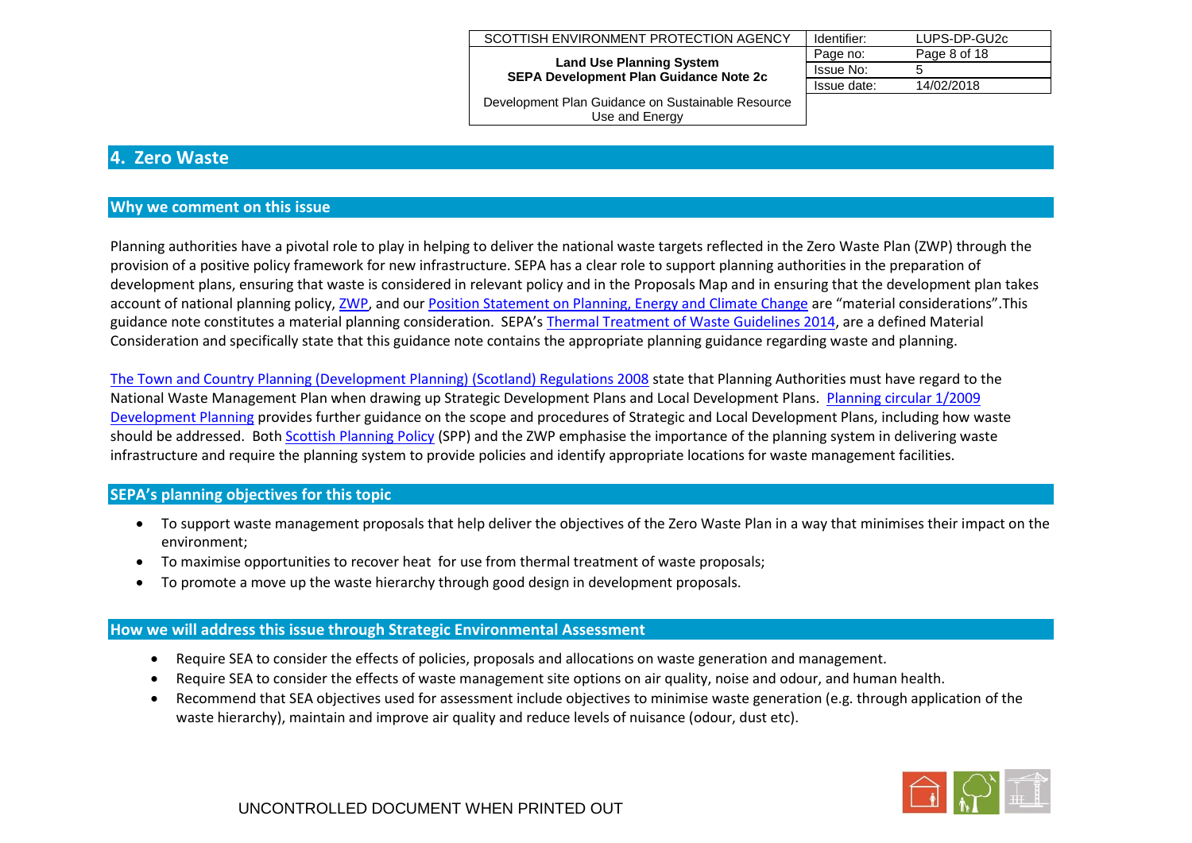## 4. Zero Waste

### Why we comment on this issue

Planning authorities have a pivotal role to play in helping to deliver the national waste targets reflected in the Zero Waste Plan (ZWP) through the provision of a positive policy framework for new infrastructure. SEPA has a clear role to support planning authorities in the preparation of development plans, ensuring that waste is considered in relevant policy and in the Proposals Map and in ensuring that the development plan takes account of national planning policy, ZWP, and our Position Statement on Planning, Energy and Climate Change are "material considerations".This guidance note constitutes a material planning consideration. SEPA's Thermal Treatment of Waste Guidelines 2014, are a defined Material Consideration and specifically state that this guidance note contains the appropriate planning guidance regarding waste and planning.

The Town and Country Planning (Development Planning) (Scotland) Regulations 2008 state that Planning Authorities must have regard to the National Waste Management Plan when drawing up Strategic Development Plans and Local Development Plans. Planning circular 1/2009 Development Planning provides further guidance on the scope and procedures of Strategic and Local Development Plans, including how waste should be addressed. Both Scottish Planning Policy (SPP) and the ZWP emphasise the importance of the planning system in delivering waste infrastructure and require the planning system to provide policies and identify appropriate locations for waste management facilities.

### SEPA's planning objectives for this topic

- To support waste management proposals that help deliver the objectives of the Zero Waste Plan in a way that minimises their impact on the environment;
- To maximise opportunities to recover heat for use from thermal treatment of waste proposals;
- To promote a move up the waste hierarchy through good design in development proposals.

### How we will address this issue through Strategic Environmental Assessment

- Require SEA to consider the effects of policies, proposals and allocations on waste generation and management.
- Require SEA to consider the effects of waste management site options on air quality, noise and odour, and human health.
- Recommend that SEA objectives used for assessment include objectives to minimise waste generation (e.g. through application of the waste hierarchy), maintain and improve air quality and reduce levels of nuisance (odour, dust etc).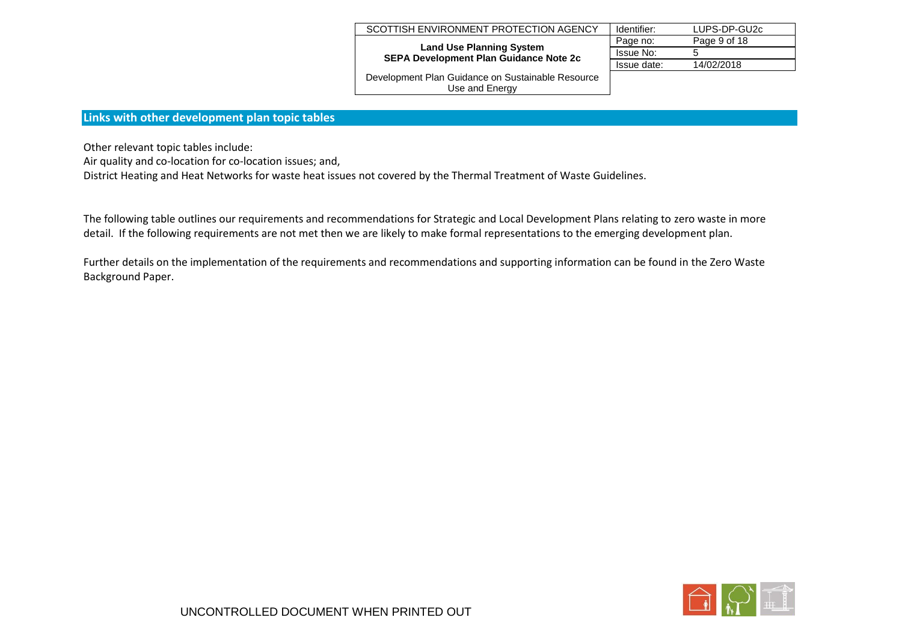## Links with other development plan topic tables

Other relevant topic tables include:
Air quality and co-location for co-location issues; and,
District Heating and Heat Networks for waste heat issues not covered by the Thermal Treatment of Waste Guidelines.

The following table outlines our requirements and recommendations for Strategic and Local Development Plans relating to zero waste in more detail. If the following requirements are not met then we are likely to make formal representations to the emerging development plan.

Further details on the implementation of the requirements and recommendations and supporting information can be found in the Zero Waste Background Paper.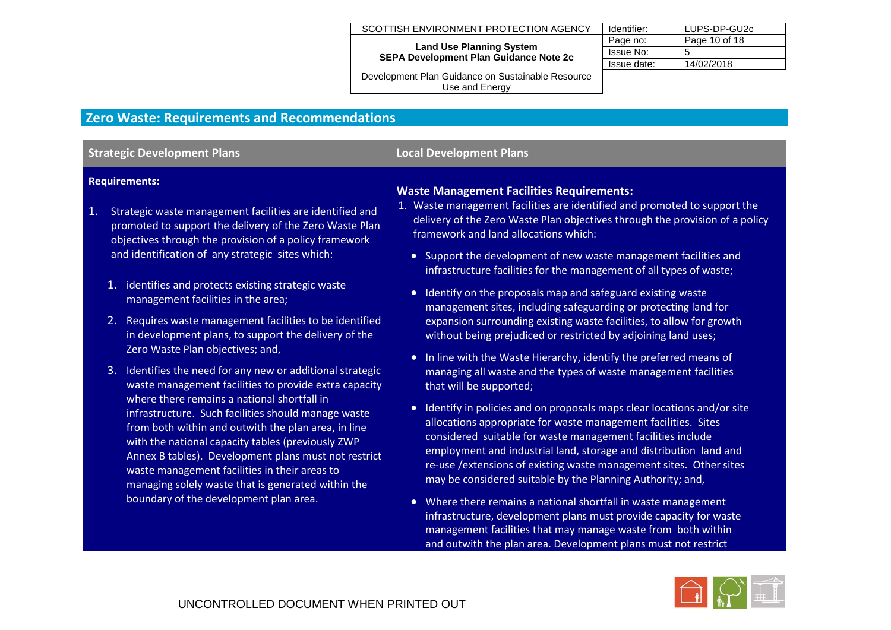## Zero Waste: Requirements and Recommendations

| Strategic Development Plans | Local Development Plans |
|---|---|
| **Requirements:**<br><br>1. Strategic waste management facilities are identified and promoted to support the delivery of the Zero Waste Plan objectives through the provision of a policy framework and identification of any strategic sites which:<br>  1. identifies and protects existing strategic waste management facilities in the area;<br>  2. Requires waste management facilities to be identified in development plans, to support the delivery of the Zero Waste Plan objectives; and,<br>  3. Identifies the need for any new or additional strategic waste management facilities to provide extra capacity where there remains a national shortfall in infrastructure. Such facilities should manage waste from both within and outwith the plan area, in line with the national capacity tables (previously ZWP Annex B tables). Development plans must not restrict waste management facilities in their areas to managing solely waste that is generated within the boundary of the development plan area. | **Waste Management Facilities Requirements:**<br>1. Waste management facilities are identified and promoted to support the delivery of the Zero Waste Plan objectives through the provision of a policy framework and land allocations which:<br>• Support the development of new waste management facilities and infrastructure facilities for the management of all types of waste;<br>• Identify on the proposals map and safeguard existing waste management sites, including safeguarding or protecting land for expansion surrounding existing waste facilities, to allow for growth without being prejudiced or restricted by adjoining land uses;<br>• In line with the Waste Hierarchy, identify the preferred means of managing all waste and the types of waste management facilities that will be supported;<br>• Identify in policies and on proposals maps clear locations and/or site allocations appropriate for waste management facilities. Sites considered suitable for waste management facilities include employment and industrial land, storage and distribution land and re-use /extensions of existing waste management sites. Other sites may be considered suitable by the Planning Authority; and,<br>• Where there remains a national shortfall in waste management infrastructure, development plans must provide capacity for waste management facilities that may manage waste from both within and outwith the plan area. Development plans must not restrict |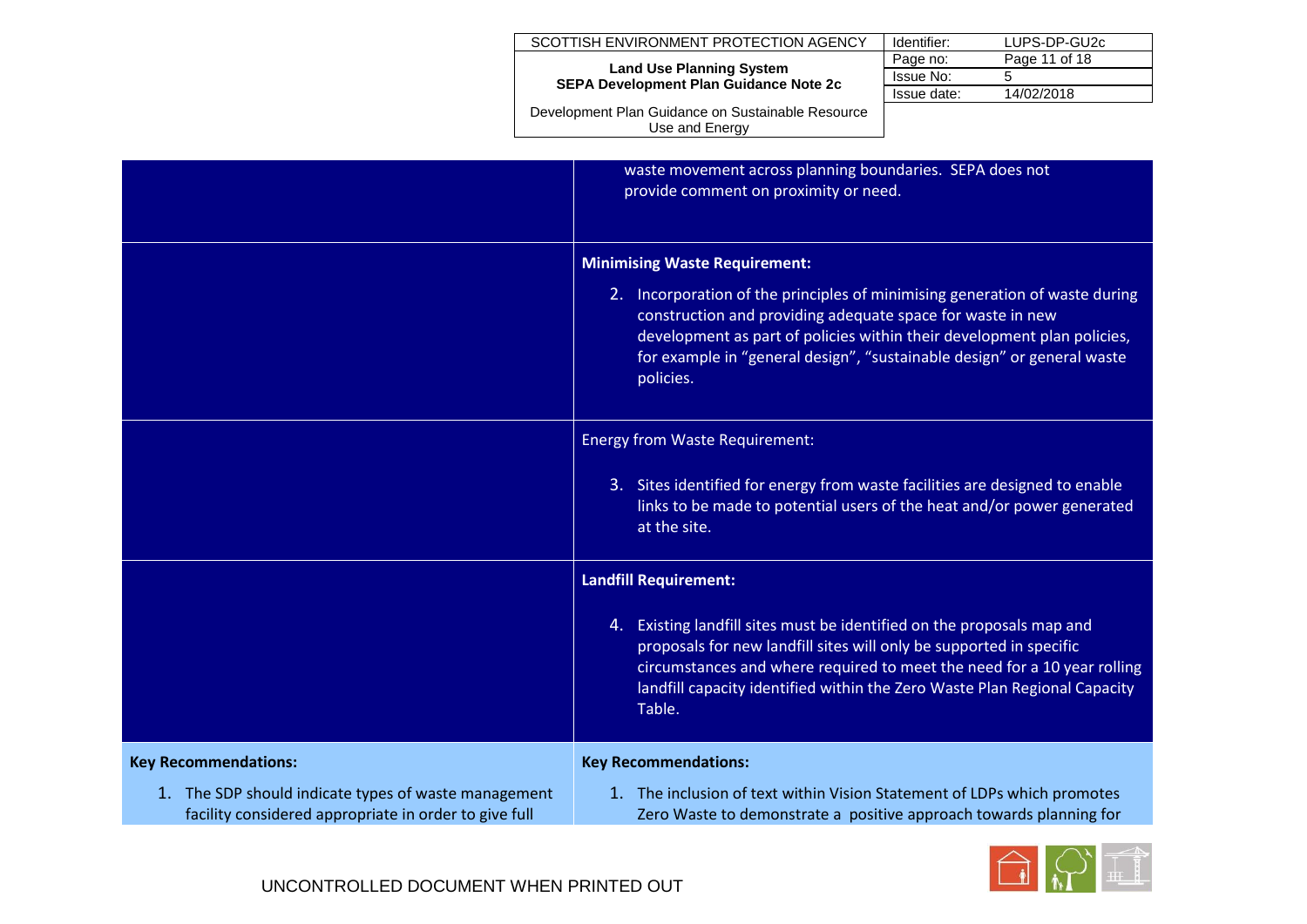| | |
|---|---|
| | waste movement across planning boundaries. SEPA does not provide comment on proximity or need. |
| | **Minimising Waste Requirement:**<br><br>2. Incorporation of the principles of minimising generation of waste during construction and providing adequate space for waste in new development as part of policies within their development plan policies, for example in "general design", "sustainable design" or general waste policies. |
| | Energy from Waste Requirement:<br><br>3. Sites identified for energy from waste facilities are designed to enable links to be made to potential users of the heat and/or power generated at the site. |
| | **Landfill Requirement:**<br><br>4. Existing landfill sites must be identified on the proposals map and proposals for new landfill sites will only be supported in specific circumstances and where required to meet the need for a 10 year rolling landfill capacity identified within the Zero Waste Plan Regional Capacity Table. |
| **Key Recommendations:**<br><br>1. The SDP should indicate types of waste management facility considered appropriate in order to give full | **Key Recommendations:**<br><br>1. The inclusion of text within Vision Statement of LDPs which promotes Zero Waste to demonstrate a positive approach towards planning for |

UNCONTROLLED DOCUMENT WHEN PRINTED OUT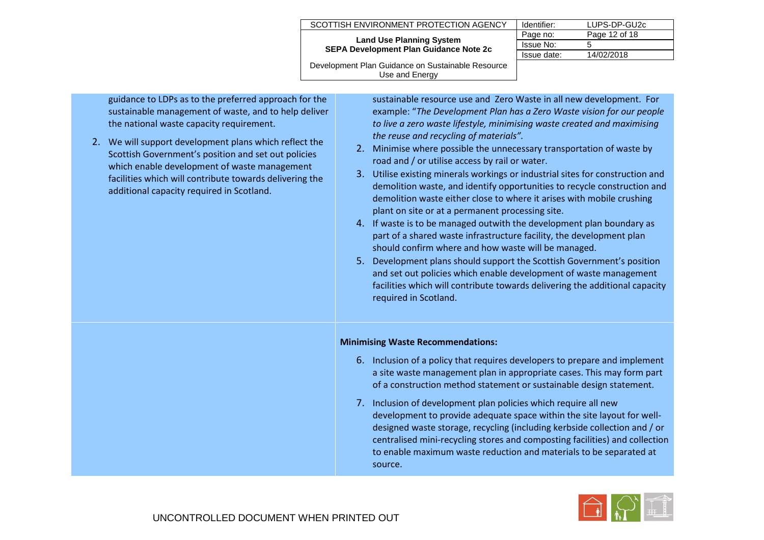| | |
|---|---|
| guidance to LDPs as to the preferred approach for the sustainable management of waste, and to help deliver the national waste capacity requirement.<br><br>2. We will support development plans which reflect the Scottish Government's position and set out policies which enable development of waste management facilities which will contribute towards delivering the additional capacity required in Scotland. | sustainable resource use and Zero Waste in all new development. For example: "*The Development Plan has a Zero Waste vision for our people to live a zero waste lifestyle, minimising waste created and maximising the reuse and recycling of materials".*<br>2. Minimise where possible the unnecessary transportation of waste by road and / or utilise access by rail or water.<br>3. Utilise existing minerals workings or industrial sites for construction and demolition waste, and identify opportunities to recycle construction and demolition waste either close to where it arises with mobile crushing plant on site or at a permanent processing site.<br>4. If waste is to be managed outwith the development plan boundary as part of a shared waste infrastructure facility, the development plan should confirm where and how waste will be managed.<br>5. Development plans should support the Scottish Government's position and set out policies which enable development of waste management facilities which will contribute towards delivering the additional capacity required in Scotland. |
| | **Minimising Waste Recommendations:**<br>6. Inclusion of a policy that requires developers to prepare and implement a site waste management plan in appropriate cases. This may form part of a construction method statement or sustainable design statement.<br>7. Inclusion of development plan policies which require all new development to provide adequate space within the site layout for well-designed waste storage, recycling (including kerbside collection and / or centralised mini-recycling stores and composting facilities) and collection to enable maximum waste reduction and materials to be separated at source. |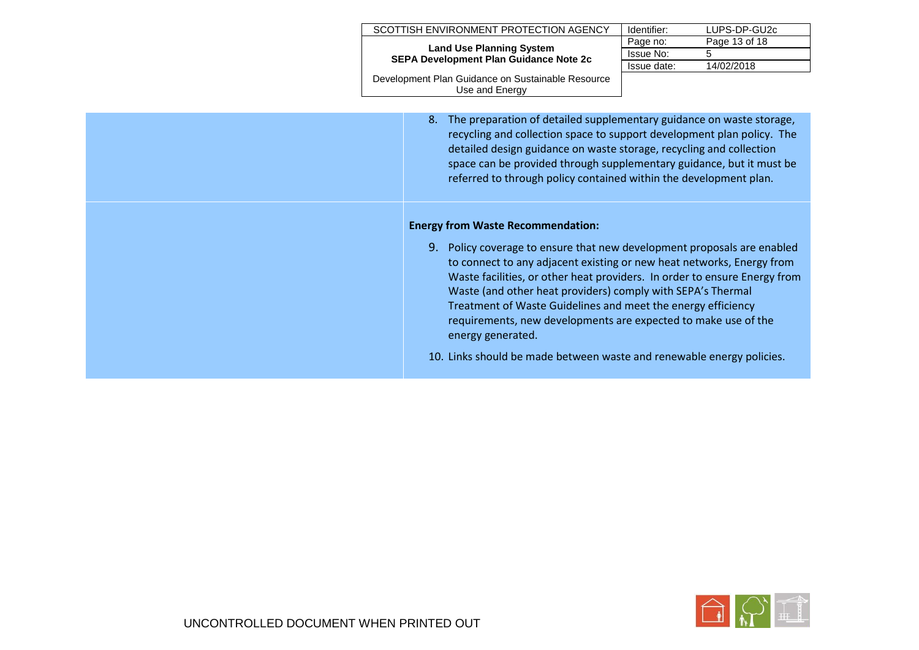| | |
|---|---|
| | 8. The preparation of detailed supplementary guidance on waste storage, recycling and collection space to support development plan policy. The detailed design guidance on waste storage, recycling and collection space can be provided through supplementary guidance, but it must be referred to through policy contained within the development plan. |
| | **Energy from Waste Recommendation:**<br><br>9. Policy coverage to ensure that new development proposals are enabled to connect to any adjacent existing or new heat networks, Energy from Waste facilities, or other heat providers. In order to ensure Energy from Waste (and other heat providers) comply with SEPA's Thermal Treatment of Waste Guidelines and meet the energy efficiency requirements, new developments are expected to make use of the energy generated.<br><br>10. Links should be made between waste and renewable energy policies. |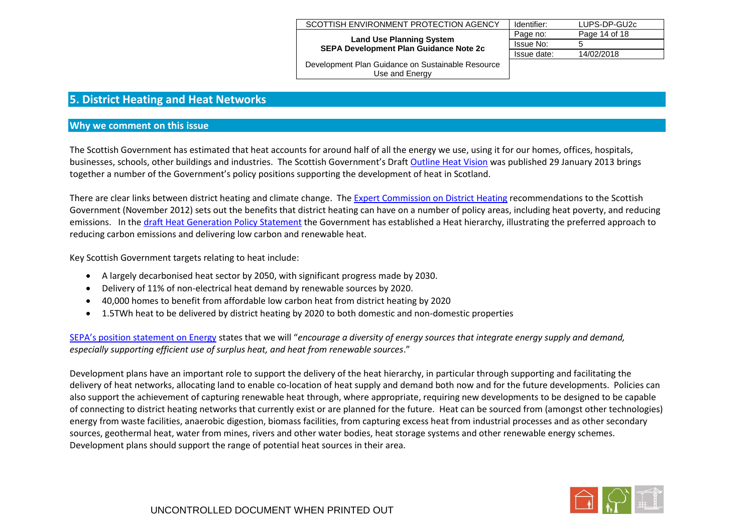## 5. District Heating and Heat Networks

### Why we comment on this issue

The Scottish Government has estimated that heat accounts for around half of all the energy we use, using it for our homes, offices, hospitals, businesses, schools, other buildings and industries. The Scottish Government's Draft Outline Heat Vision was published 29 January 2013 brings together a number of the Government's policy positions supporting the development of heat in Scotland.

There are clear links between district heating and climate change. The Expert Commission on District Heating recommendations to the Scottish Government (November 2012) sets out the benefits that district heating can have on a number of policy areas, including heat poverty, and reducing emissions. In the draft Heat Generation Policy Statement the Government has established a Heat hierarchy, illustrating the preferred approach to reducing carbon emissions and delivering low carbon and renewable heat.

Key Scottish Government targets relating to heat include:

- A largely decarbonised heat sector by 2050, with significant progress made by 2030.
- Delivery of 11% of non-electrical heat demand by renewable sources by 2020.
- 40,000 homes to benefit from affordable low carbon heat from district heating by 2020
- 1.5TWh heat to be delivered by district heating by 2020 to both domestic and non-domestic properties

SEPA's position statement on Energy states that we will "*encourage a diversity of energy sources that integrate energy supply and demand, especially supporting efficient use of surplus heat, and heat from renewable sources*."

Development plans have an important role to support the delivery of the heat hierarchy, in particular through supporting and facilitating the delivery of heat networks, allocating land to enable co-location of heat supply and demand both now and for the future developments. Policies can also support the achievement of capturing renewable heat through, where appropriate, requiring new developments to be designed to be capable of connecting to district heating networks that currently exist or are planned for the future. Heat can be sourced from (amongst other technologies) energy from waste facilities, anaerobic digestion, biomass facilities, from capturing excess heat from industrial processes and as other secondary sources, geothermal heat, water from mines, rivers and other water bodies, heat storage systems and other renewable energy schemes. Development plans should support the range of potential heat sources in their area.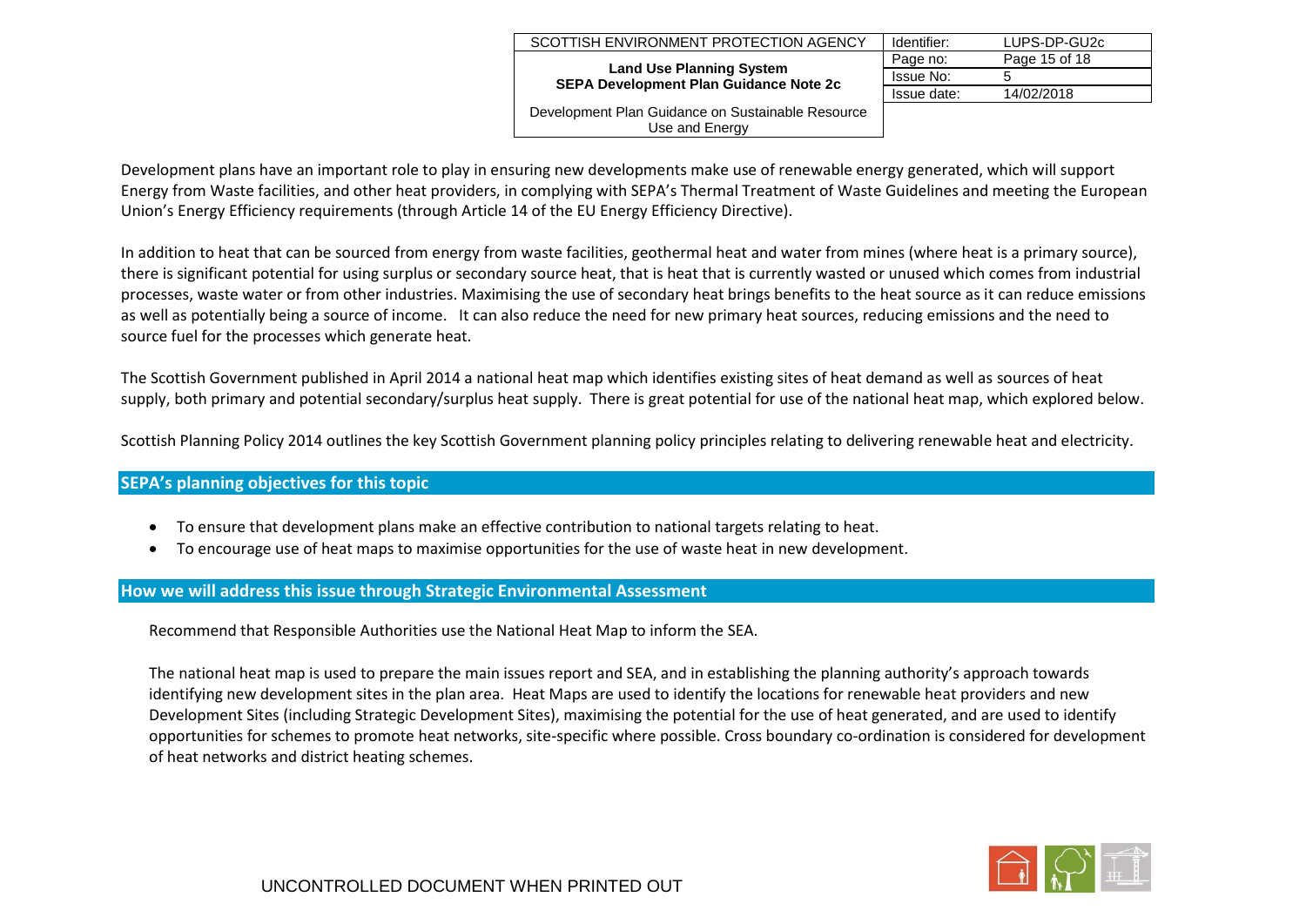Development plans have an important role to play in ensuring new developments make use of renewable energy generated, which will support Energy from Waste facilities, and other heat providers, in complying with SEPA's Thermal Treatment of Waste Guidelines and meeting the European Union's Energy Efficiency requirements (through Article 14 of the EU Energy Efficiency Directive).

In addition to heat that can be sourced from energy from waste facilities, geothermal heat and water from mines (where heat is a primary source), there is significant potential for using surplus or secondary source heat, that is heat that is currently wasted or unused which comes from industrial processes, waste water or from other industries. Maximising the use of secondary heat brings benefits to the heat source as it can reduce emissions as well as potentially being a source of income. It can also reduce the need for new primary heat sources, reducing emissions and the need to source fuel for the processes which generate heat.

The Scottish Government published in April 2014 a national heat map which identifies existing sites of heat demand as well as sources of heat supply, both primary and potential secondary/surplus heat supply. There is great potential for use of the national heat map, which explored below.

Scottish Planning Policy 2014 outlines the key Scottish Government planning policy principles relating to delivering renewable heat and electricity.

## SEPA's planning objectives for this topic

- To ensure that development plans make an effective contribution to national targets relating to heat.
- To encourage use of heat maps to maximise opportunities for the use of waste heat in new development.

## How we will address this issue through Strategic Environmental Assessment

Recommend that Responsible Authorities use the National Heat Map to inform the SEA.

The national heat map is used to prepare the main issues report and SEA, and in establishing the planning authority's approach towards identifying new development sites in the plan area. Heat Maps are used to identify the locations for renewable heat providers and new Development Sites (including Strategic Development Sites), maximising the potential for the use of heat generated, and are used to identify opportunities for schemes to promote heat networks, site-specific where possible. Cross boundary co-ordination is considered for development of heat networks and district heating schemes.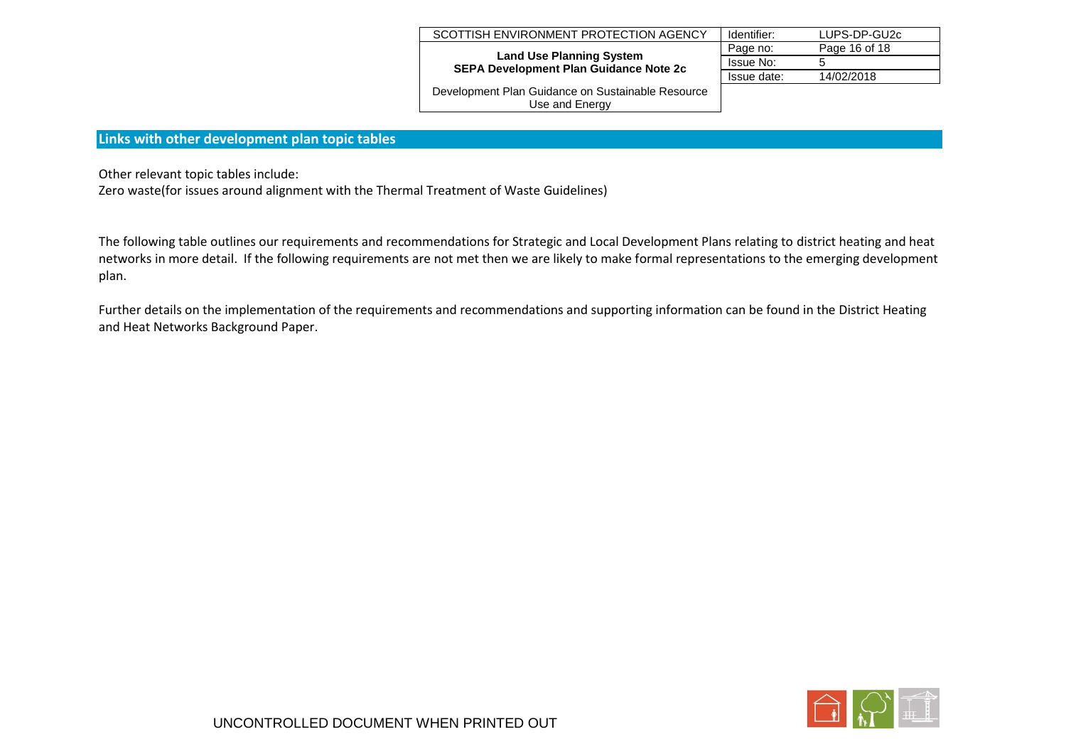## Links with other development plan topic tables

Other relevant topic tables include:
Zero waste(for issues around alignment with the Thermal Treatment of Waste Guidelines)

The following table outlines our requirements and recommendations for Strategic and Local Development Plans relating to district heating and heat networks in more detail. If the following requirements are not met then we are likely to make formal representations to the emerging development plan.

Further details on the implementation of the requirements and recommendations and supporting information can be found in the District Heating and Heat Networks Background Paper.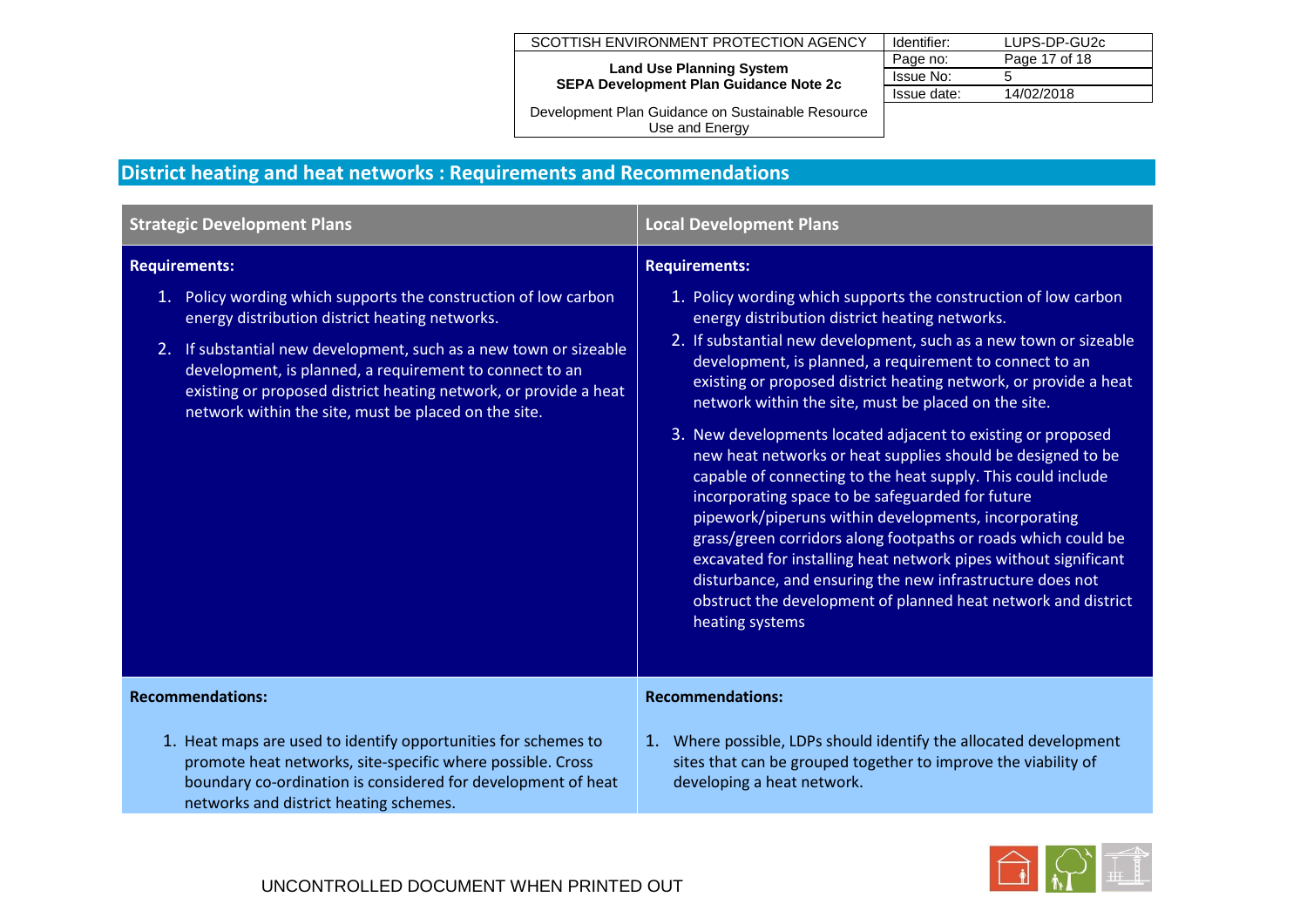## District heating and heat networks : Requirements and Recommendations

| Strategic Development Plans | Local Development Plans |
|---|---|
| **Requirements:**<br>1. Policy wording which supports the construction of low carbon energy distribution district heating networks.<br>2. If substantial new development, such as a new town or sizeable development, is planned, a requirement to connect to an existing or proposed district heating network, or provide a heat network within the site, must be placed on the site. | **Requirements:**<br>1. Policy wording which supports the construction of low carbon energy distribution district heating networks.<br>2. If substantial new development, such as a new town or sizeable development, is planned, a requirement to connect to an existing or proposed district heating network, or provide a heat network within the site, must be placed on the site.<br>3. New developments located adjacent to existing or proposed new heat networks or heat supplies should be designed to be capable of connecting to the heat supply. This could include incorporating space to be safeguarded for future pipework/piperuns within developments, incorporating grass/green corridors along footpaths or roads which could be excavated for installing heat network pipes without significant disturbance, and ensuring the new infrastructure does not obstruct the development of planned heat network and district heating systems |
| **Recommendations:**<br>1. Heat maps are used to identify opportunities for schemes to promote heat networks, site-specific where possible. Cross boundary co-ordination is considered for development of heat networks and district heating schemes. | **Recommendations:**<br>1. Where possible, LDPs should identify the allocated development sites that can be grouped together to improve the viability of developing a heat network. |

UNCONTROLLED DOCUMENT WHEN PRINTED OUT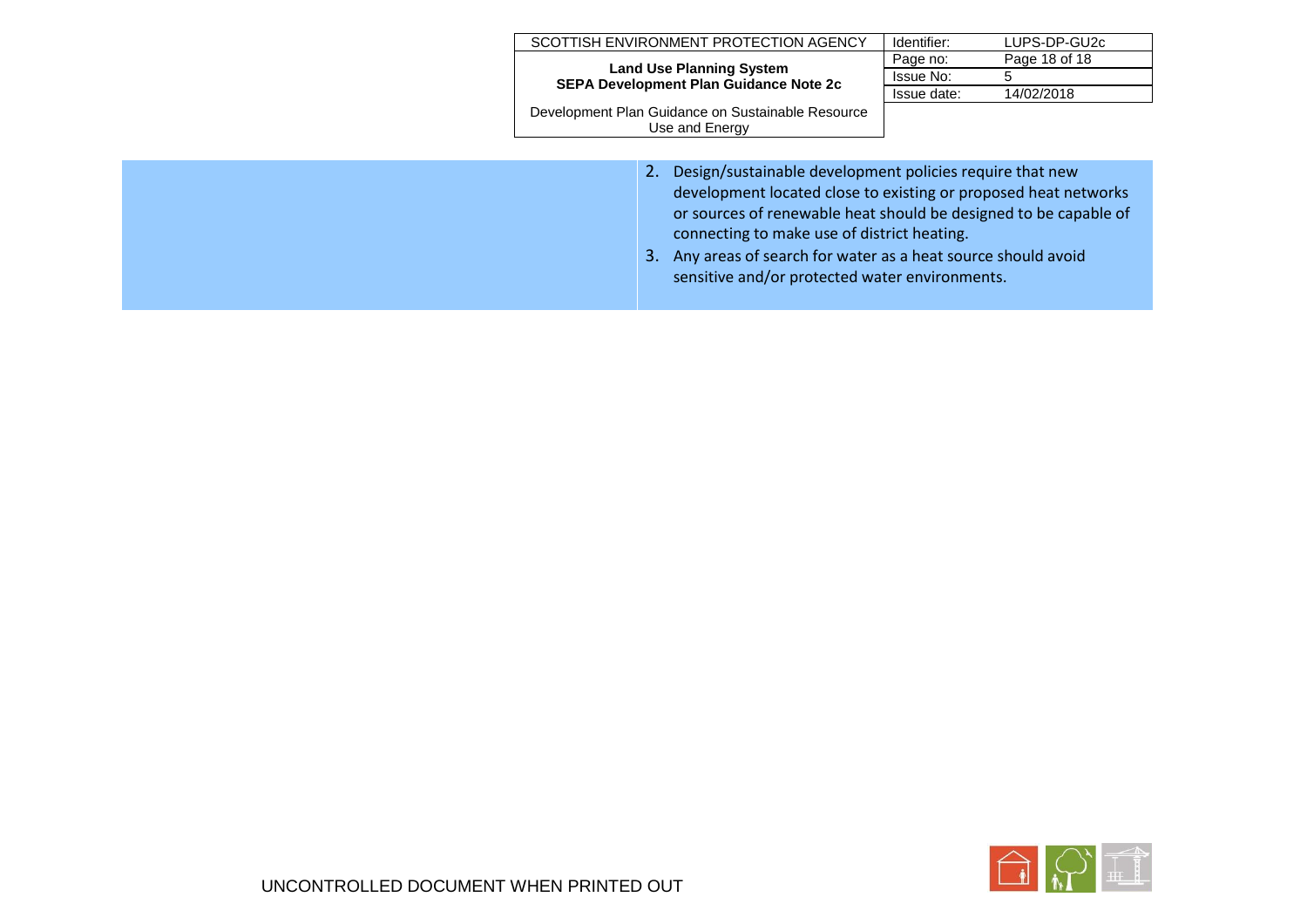| | |
|---|---|
| | 2. Design/sustainable development policies require that new development located close to existing or proposed heat networks or sources of renewable heat should be designed to be capable of connecting to make use of district heating.<br>3. Any areas of search for water as a heat source should avoid sensitive and/or protected water environments. |